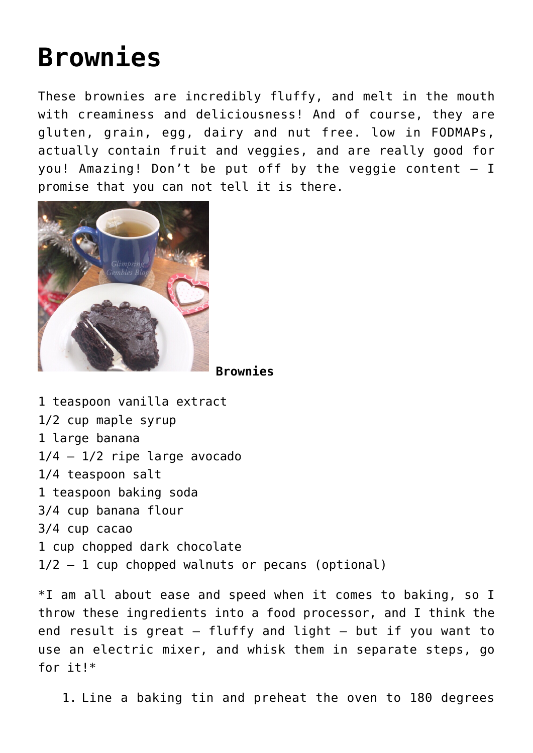# Brownies

These brownies are incredibly fluffy, and melt in the mouth with creaminess and deliciousness! And of course, they are gluten, grain, egg, dairy and nut free. low in FODMAPs, actually contain fruit and veggies, and are really good for you! Amazing! Don't be put off by the veggie content – I promise that you can not tell it is there.

**Brownies**

1 teaspoon vanilla extract
1/2 cup maple syrup
1 large banana
1/4 – 1/2 ripe large avocado
1/4 teaspoon salt
1 teaspoon baking soda
3/4 cup banana flour
3/4 cup cacao
1 cup chopped dark chocolate
1/2 – 1 cup chopped walnuts or pecans (optional)

*I am all about ease and speed when it comes to baking, so I throw these ingredients into a food processor, and I think the end result is great – fluffy and light – but if you want to use an electric mixer, and whisk them in separate steps, go for it!*

1. Line a baking tin and preheat the oven to 180 degrees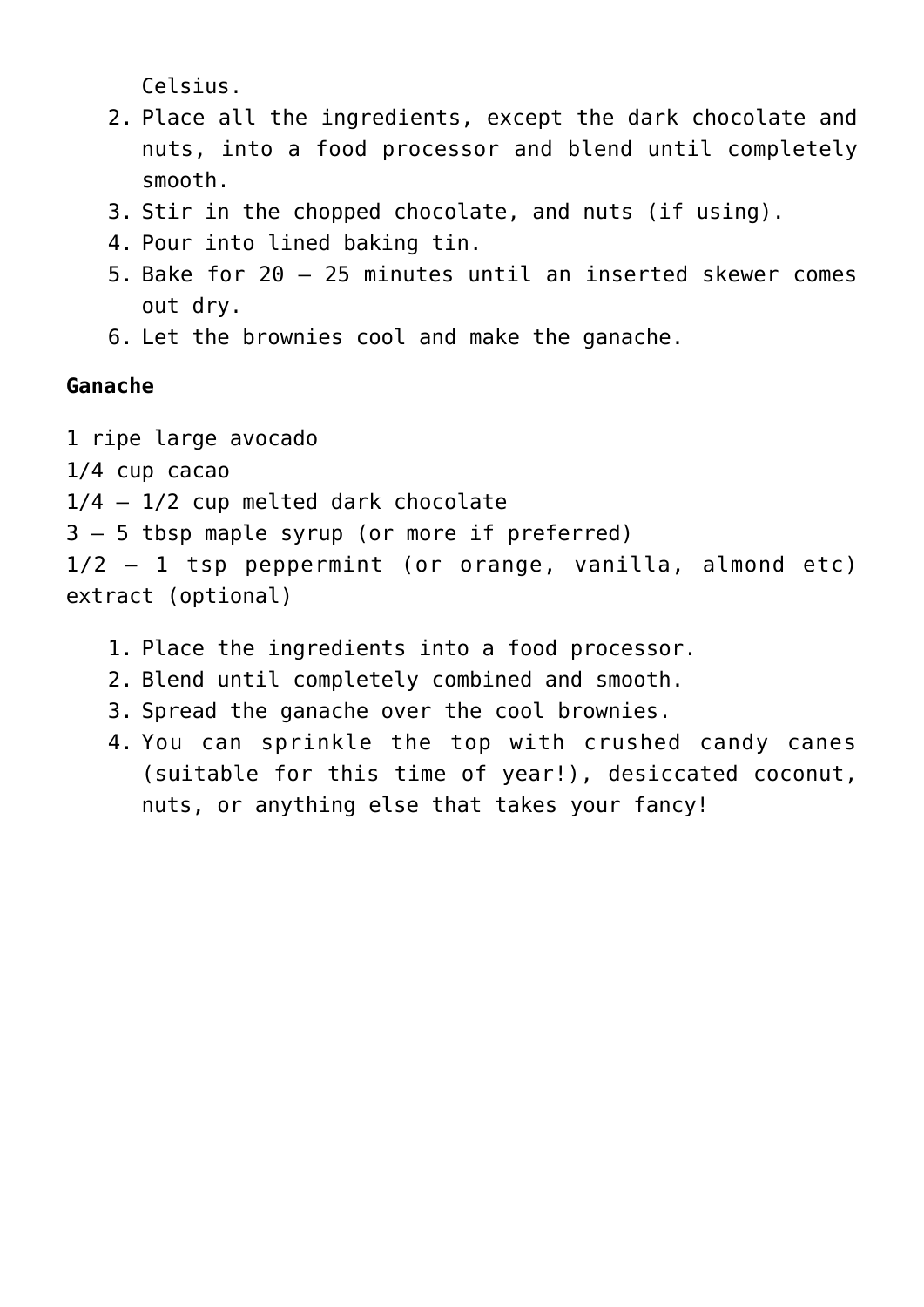Celsius.
2. Place all the ingredients, except the dark chocolate and nuts, into a food processor and blend until completely smooth.
3. Stir in the chopped chocolate, and nuts (if using).
4. Pour into lined baking tin.
5. Bake for 20 – 25 minutes until an inserted skewer comes out dry.
6. Let the brownies cool and make the ganache.

**Ganache**

1 ripe large avocado
1/4 cup cacao
1/4 – 1/2 cup melted dark chocolate
3 – 5 tbsp maple syrup (or more if preferred)
1/2 – 1 tsp peppermint (or orange, vanilla, almond etc) extract (optional)

1. Place the ingredients into a food processor.
2. Blend until completely combined and smooth.
3. Spread the ganache over the cool brownies.
4. You can sprinkle the top with crushed candy canes (suitable for this time of year!), desiccated coconut, nuts, or anything else that takes your fancy!